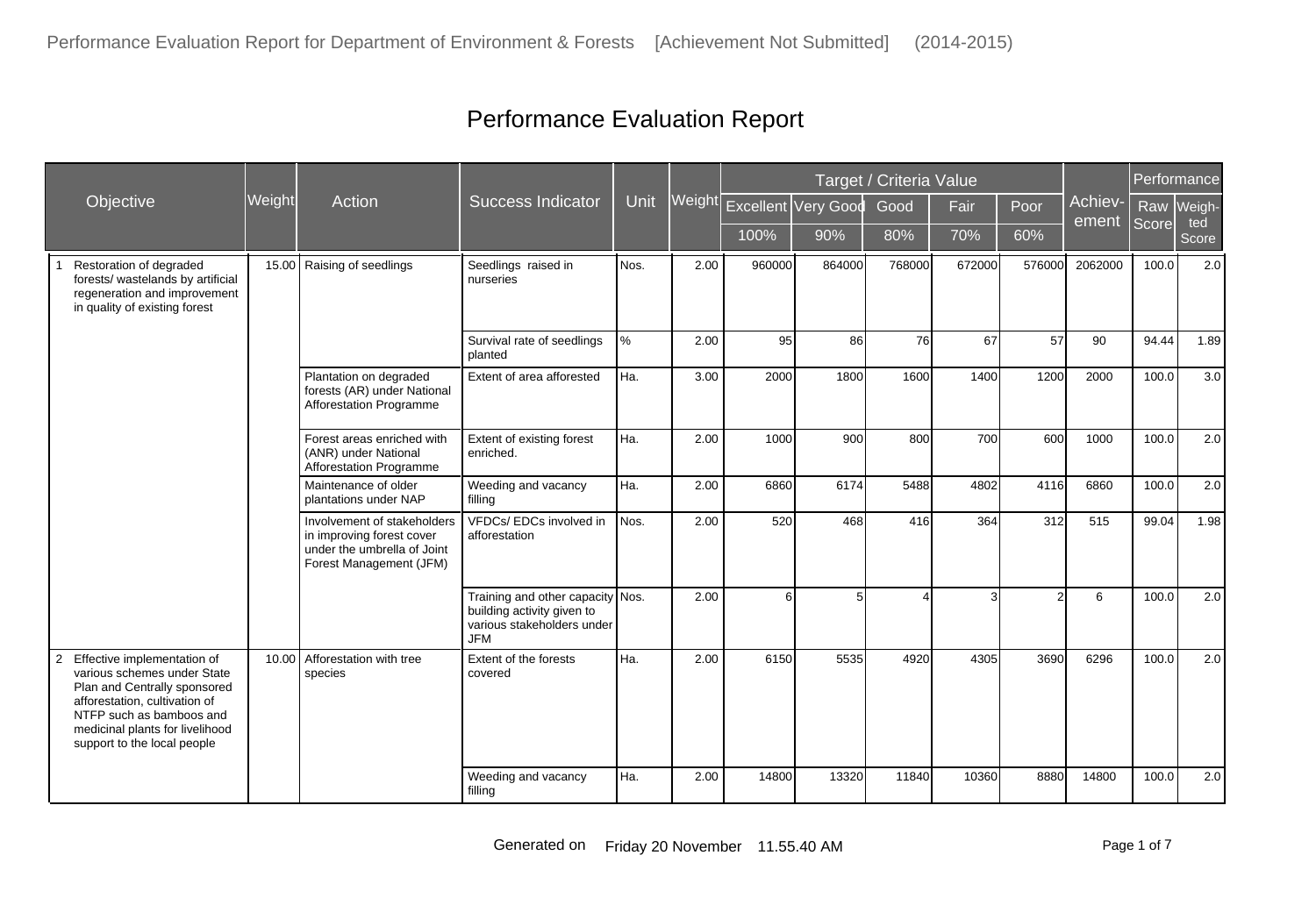# Performance Evaluation Report

| Objective | Weight | Action | Success Indicator | Unit | Weight | Target / Criteria Value | | | | | Achiev-ement | Performance | |
|---|---|---|---|---|---|---|---|---|---|---|---|---|---|
| | | | | | | Excellent | Very Good | Good | Fair | Poor | | Raw Score | Weigh-ted Score |
| | | | | | | 100% | 90% | 80% | 70% | 60% | | | |
| 1 Restoration of degraded forests/ wastelands by artificial regeneration and improvement in quality of existing forest | 15.00 | Raising of seedlings | Seedlings raised in nurseries | Nos. | 2.00 | 960000 | 864000 | 768000 | 672000 | 576000 | 2062000 | 100.0 | 2.0 |
| | | | Survival rate of seedlings planted | % | 2.00 | 95 | 86 | 76 | 67 | 57 | 90 | 94.44 | 1.89 |
| | | Plantation on degraded forests (AR) under National Afforestation Programme | Extent of area afforested | Ha. | 3.00 | 2000 | 1800 | 1600 | 1400 | 1200 | 2000 | 100.0 | 3.0 |
| | | Forest areas enriched with (ANR) under National Afforestation Programme | Extent of existing forest enriched. | Ha. | 2.00 | 1000 | 900 | 800 | 700 | 600 | 1000 | 100.0 | 2.0 |
| | | Maintenance of older plantations under NAP | Weeding and vacancy filling | Ha. | 2.00 | 6860 | 6174 | 5488 | 4802 | 4116 | 6860 | 100.0 | 2.0 |
| | | Involvement of stakeholders in improving forest cover under the umbrella of Joint Forest Management (JFM) | VFDCs/ EDCs involved in afforestation | Nos. | 2.00 | 520 | 468 | 416 | 364 | 312 | 515 | 99.04 | 1.98 |
| | | | Training and other capacity building activity given to various stakeholders under JFM | Nos. | 2.00 | 6 | 5 | 4 | 3 | 2 | 6 | 100.0 | 2.0 |
| 2 Effective implementation of various schemes under State Plan and Centrally sponsored afforestation, cultivation of NTFP such as bamboos and medicinal plants for livelihood support to the local people | 10.00 | Afforestation with tree species | Extent of the forests covered | Ha. | 2.00 | 6150 | 5535 | 4920 | 4305 | 3690 | 6296 | 100.0 | 2.0 |
| | | | Weeding and vacancy filling | Ha. | 2.00 | 14800 | 13320 | 11840 | 10360 | 8880 | 14800 | 100.0 | 2.0 |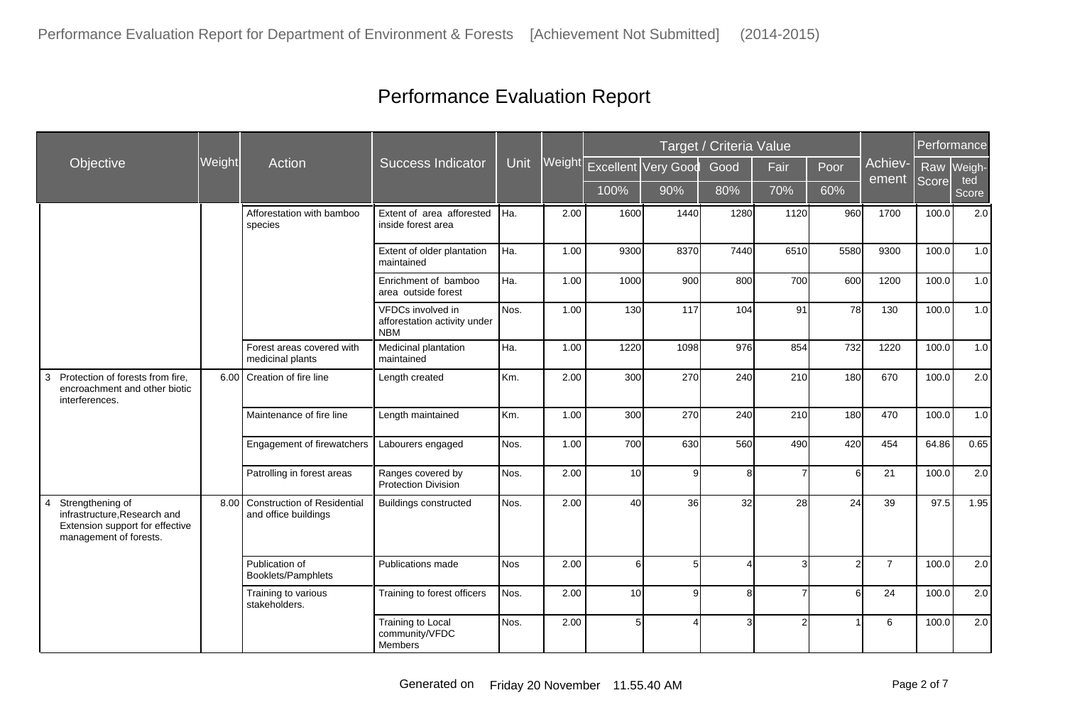# Performance Evaluation Report

| Objective | Weight | Action | Success Indicator | Unit | Weight | Target / Criteria Value | | | | | Achievement | Performance | |
|---|---|---|---|---|---|---|---|---|---|---|---|---|---|
| | | | | | | Excellent | Very Good | Good | Fair | Poor | | Raw Score | Weighted Score |
| | | | | | | 100% | 90% | 80% | 70% | 60% | | | |
| | | Afforestation with bamboo species | Extent of area afforested inside forest area | Ha. | 2.00 | 1600 | 1440 | 1280 | 1120 | 960 | 1700 | 100.0 | 2.0 |
| | | | Extent of older plantation maintained | Ha. | 1.00 | 9300 | 8370 | 7440 | 6510 | 5580 | 9300 | 100.0 | 1.0 |
| | | | Enrichment of bamboo area outside forest | Ha. | 1.00 | 1000 | 900 | 800 | 700 | 600 | 1200 | 100.0 | 1.0 |
| | | | VFDCs involved in afforestation activity under NBM | Nos. | 1.00 | 130 | 117 | 104 | 91 | 78 | 130 | 100.0 | 1.0 |
| | | Forest areas covered with medicinal plants | Medicinal plantation maintained | Ha. | 1.00 | 1220 | 1098 | 976 | 854 | 732 | 1220 | 100.0 | 1.0 |
| 3 Protection of forests from fire, encroachment and other biotic interferences. | 6.00 | Creation of fire line | Length created | Km. | 2.00 | 300 | 270 | 240 | 210 | 180 | 670 | 100.0 | 2.0 |
| | | Maintenance of fire line | Length maintained | Km. | 1.00 | 300 | 270 | 240 | 210 | 180 | 470 | 100.0 | 1.0 |
| | | Engagement of firewatchers | Labourers engaged | Nos. | 1.00 | 700 | 630 | 560 | 490 | 420 | 454 | 64.86 | 0.65 |
| | | Patrolling in forest areas | Ranges covered by Protection Division | Nos. | 2.00 | 10 | 9 | 8 | 7 | 6 | 21 | 100.0 | 2.0 |
| 4 Strengthening of infrastructure,Research and Extension support for effective management of forests. | 8.00 | Construction of Residential and office buildings | Buildings constructed | Nos. | 2.00 | 40 | 36 | 32 | 28 | 24 | 39 | 97.5 | 1.95 |
| | | Publication of Booklets/Pamphlets | Publications made | Nos | 2.00 | 6 | 5 | 4 | 3 | 2 | 7 | 100.0 | 2.0 |
| | | Training to various stakeholders. | Training to forest officers | Nos. | 2.00 | 10 | 9 | 8 | 7 | 6 | 24 | 100.0 | 2.0 |
| | | | Training to Local community/VFDC Members | Nos. | 2.00 | 5 | 4 | 3 | 2 | 1 | 6 | 100.0 | 2.0 |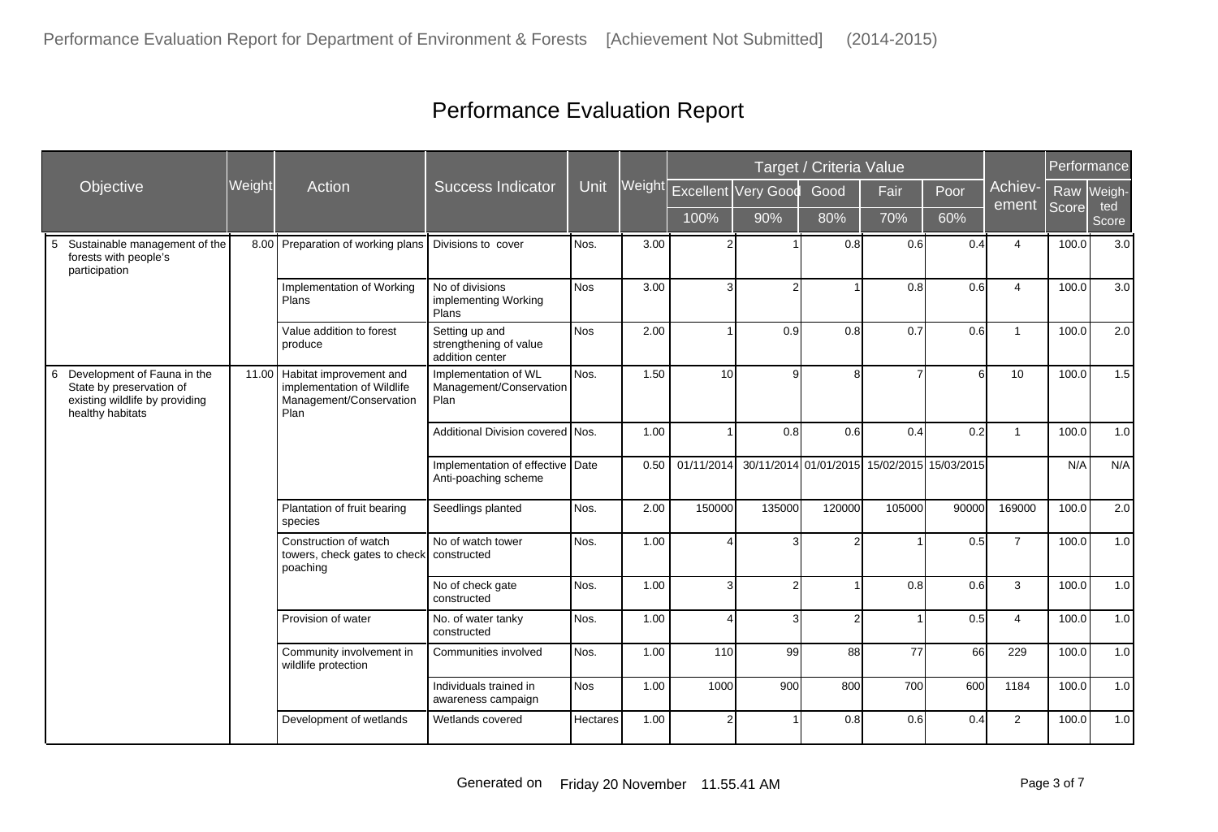# Performance Evaluation Report

| Objective | Weight | Action | Success Indicator | Unit | Weight | Target / Criteria Value | | | | | Achievement | Performance | |
|---|---|---|---|---|---|---|---|---|---|---|---|---|---|
| | | | | | | Excellent | Very Good | Good | Fair | Poor | | Raw Score | Weighted Score |
| | | | | | | 100% | 90% | 80% | 70% | 60% | | | |
| 5 Sustainable management of the forests with people's participation | 8.00 | Preparation of working plans | Divisions to cover | Nos. | 3.00 | 2 | 1 | 0.8 | 0.6 | 0.4 | 4 | 100.0 | 3.0 |
| | | Implementation of Working Plans | No of divisions implementing Working Plans | Nos | 3.00 | 3 | 2 | 1 | 0.8 | 0.6 | 4 | 100.0 | 3.0 |
| | | Value addition to forest produce | Setting up and strengthening of value addition center | Nos | 2.00 | 1 | 0.9 | 0.8 | 0.7 | 0.6 | 1 | 100.0 | 2.0 |
| 6 Development of Fauna in the State by preservation of existing wildlife by providing healthy habitats | 11.00 | Habitat improvement and implementation of Wildlife Management/Conservation Plan | Implementation of WL Management/Conservation Plan | Nos. | 1.50 | 10 | 9 | 8 | 7 | 6 | 10 | 100.0 | 1.5 |
| | | | Additional Division covered | Nos. | 1.00 | 1 | 0.8 | 0.6 | 0.4 | 0.2 | 1 | 100.0 | 1.0 |
| | | | Implementation of effective Anti-poaching scheme | Date | 0.50 | 01/11/2014 | 30/11/2014 | 01/01/2015 | 15/02/2015 | 15/03/2015 | | N/A | N/A |
| | | Plantation of fruit bearing species | Seedlings planted | Nos. | 2.00 | 150000 | 135000 | 120000 | 105000 | 90000 | 169000 | 100.0 | 2.0 |
| | | Construction of watch towers, check gates to check poaching | No of watch tower constructed | Nos. | 1.00 | 4 | 3 | 2 | 1 | 0.5 | 7 | 100.0 | 1.0 |
| | | | No of check gate constructed | Nos. | 1.00 | 3 | 2 | 1 | 0.8 | 0.6 | 3 | 100.0 | 1.0 |
| | | Provision of water | No. of water tanky constructed | Nos. | 1.00 | 4 | 3 | 2 | 1 | 0.5 | 4 | 100.0 | 1.0 |
| | | Community involvement in wildlife protection | Communities involved | Nos. | 1.00 | 110 | 99 | 88 | 77 | 66 | 229 | 100.0 | 1.0 |
| | | | Individuals trained in awareness campaign | Nos | 1.00 | 1000 | 900 | 800 | 700 | 600 | 1184 | 100.0 | 1.0 |
| | | Development of wetlands | Wetlands covered | Hectares | 1.00 | 2 | 1 | 0.8 | 0.6 | 0.4 | 2 | 100.0 | 1.0 |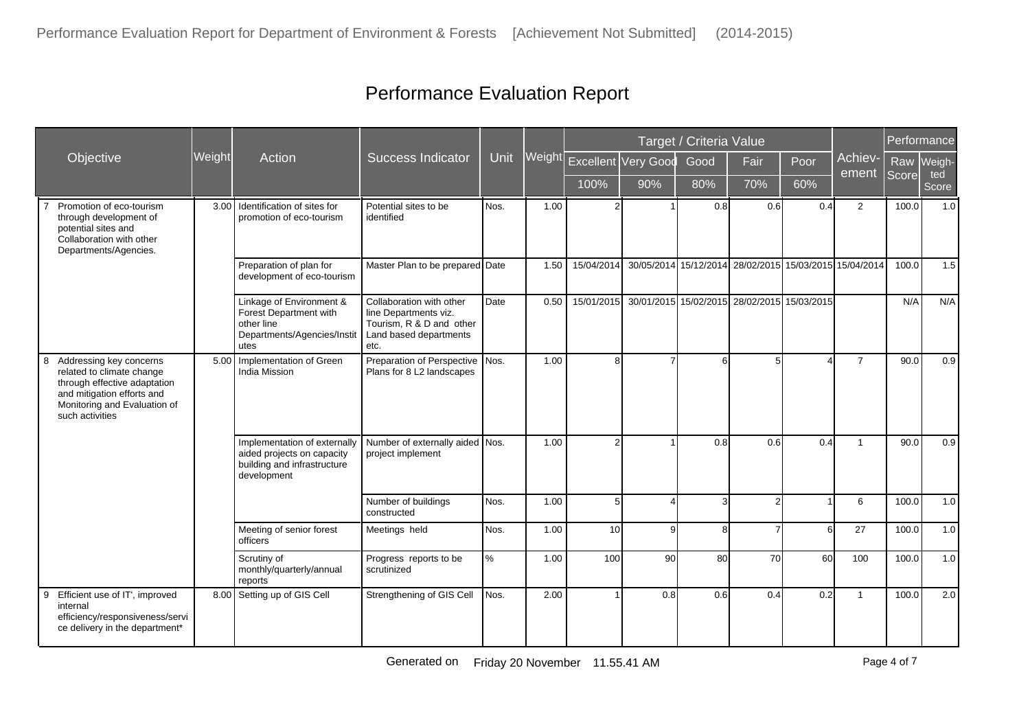# Performance Evaluation Report

| Objective | Weight | Action | Success Indicator | Unit | Weight | Target / Criteria Value | | | | | Achiev-ement | Performance | |
|---|---|---|---|---|---|---|---|---|---|---|---|---|---|
| | | | | | | Excellent | Very Good | Good | Fair | Poor | | Raw Score | Weigh-ted Score |
| | | | | | | 100% | 90% | 80% | 70% | 60% | | | |
| 7 Promotion of eco-tourism through development of potential sites and Collaboration with other Departments/Agencies. | 3.00 | Identification of sites for promotion of eco-tourism | Potential sites to be identified | Nos. | 1.00 | 2 | 1 | 0.8 | 0.6 | 0.4 | 2 | 100.0 | 1.0 |
| | | Preparation of plan for development of eco-tourism | Master Plan to be prepared | Date | 1.50 | 15/04/2014 | 30/05/2014 | 15/12/2014 | 28/02/2015 | 15/03/2015 | 15/04/2014 | 100.0 | 1.5 |
| | | Linkage of Environment & Forest Department with other line Departments/Agencies/Institutes | Collaboration with other line Departments viz. Tourism, R & D and other Land based departments etc. | Date | 0.50 | 15/01/2015 | 30/01/2015 | 15/02/2015 | 28/02/2015 | 15/03/2015 | | N/A | N/A |
| 8 Addressing key concerns related to climate change through effective adaptation and mitigation efforts and Monitoring and Evaluation of such activities | 5.00 | Implementation of Green India Mission | Preparation of Perspective Plans for 8 L2 landscapes | Nos. | 1.00 | 8 | 7 | 6 | 5 | 4 | 7 | 90.0 | 0.9 |
| | | Implementation of externally aided projects on capacity building and infrastructure development | Number of externally aided project implement | Nos. | 1.00 | 2 | 1 | 0.8 | 0.6 | 0.4 | 1 | 90.0 | 0.9 |
| | | | Number of buildings constructed | Nos. | 1.00 | 5 | 4 | 3 | 2 | 1 | 6 | 100.0 | 1.0 |
| | | Meeting of senior forest officers | Meetings held | Nos. | 1.00 | 10 | 9 | 8 | 7 | 6 | 27 | 100.0 | 1.0 |
| | | Scrutiny of monthly/quarterly/annual reports | Progress reports to be scrutinized | % | 1.00 | 100 | 90 | 80 | 70 | 60 | 100 | 100.0 | 1.0 |
| 9 Efficient use of IT', improved internal efficiency/responsiveness/service delivery in the department* | 8.00 | Setting up of GIS Cell | Strengthening of GIS Cell | Nos. | 2.00 | 1 | 0.8 | 0.6 | 0.4 | 0.2 | 1 | 100.0 | 2.0 |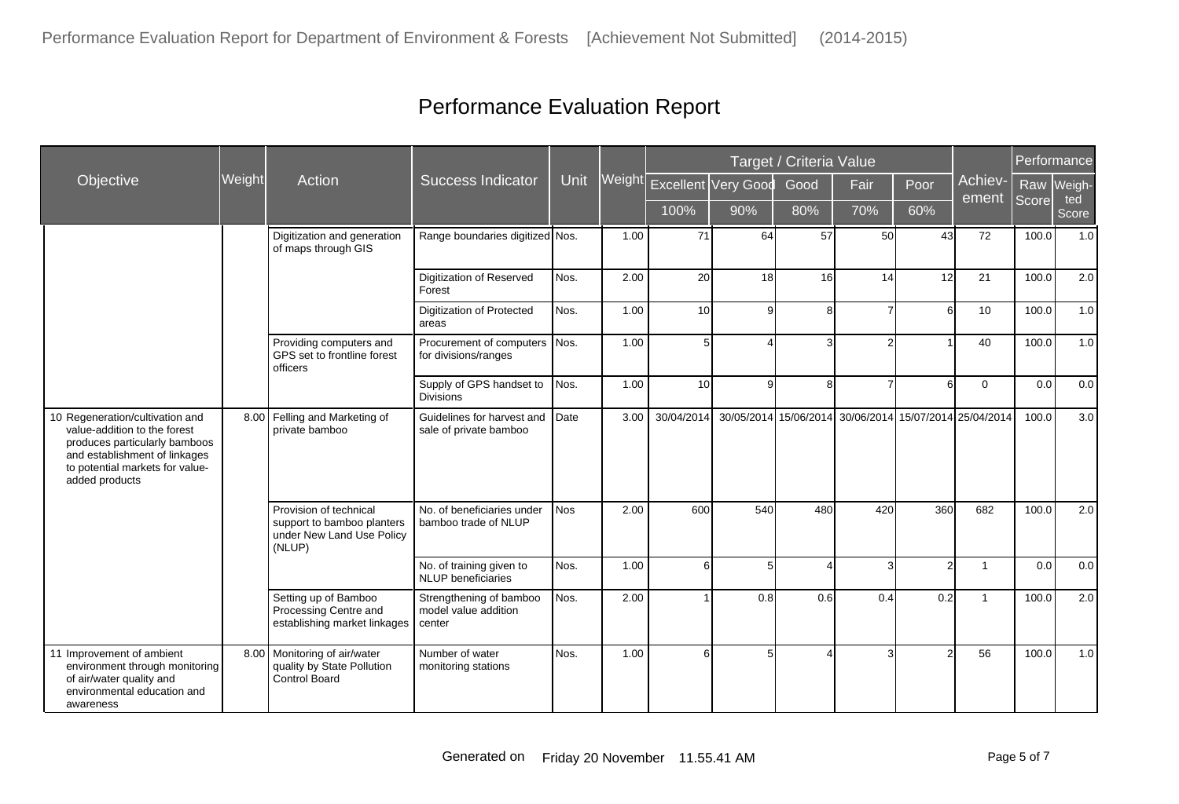# Performance Evaluation Report

| Objective | Weight | Action | Success Indicator | Unit | Weight | Target / Criteria Value | | | | | Achievement | Performance | |
|---|---|---|---|---|---|---|---|---|---|---|---|---|---|
| | | | | | | Excellent | Very Good | Good | Fair | Poor | | Raw Score | Weighted Score |
| | | | | | | 100% | 90% | 80% | 70% | 60% | | | |
| | | Digitization and generation of maps through GIS | Range boundaries digitized | Nos. | 1.00 | 71 | 64 | 57 | 50 | 43 | 72 | 100.0 | 1.0 |
| | | | Digitization of Reserved Forest | Nos. | 2.00 | 20 | 18 | 16 | 14 | 12 | 21 | 100.0 | 2.0 |
| | | | Digitization of Protected areas | Nos. | 1.00 | 10 | 9 | 8 | 7 | 6 | 10 | 100.0 | 1.0 |
| | | Providing computers and GPS set to frontline forest officers | Procurement of computers for divisions/ranges | Nos. | 1.00 | 5 | 4 | 3 | 2 | 1 | 40 | 100.0 | 1.0 |
| | | | Supply of GPS handset to Divisions | Nos. | 1.00 | 10 | 9 | 8 | 7 | 6 | 0 | 0.0 | 0.0 |
| 10 Regeneration/cultivation and value-addition to the forest produces particularly bamboos and establishment of linkages to potential markets for value-added products | 8.00 | Felling and Marketing of private bamboo | Guidelines for harvest and sale of private bamboo | Date | 3.00 | 30/04/2014 | 30/05/2014 | 15/06/2014 | 30/06/2014 | 15/07/2014 | 25/04/2014 | 100.0 | 3.0 |
| | | Provision of technical support to bamboo planters under New Land Use Policy (NLUP) | No. of beneficiaries under bamboo trade of NLUP | Nos | 2.00 | 600 | 540 | 480 | 420 | 360 | 682 | 100.0 | 2.0 |
| | | | No. of training given to NLUP beneficiaries | Nos. | 1.00 | 6 | 5 | 4 | 3 | 2 | 1 | 0.0 | 0.0 |
| | | Setting up of Bamboo Processing Centre and establishing market linkages | Strengthening of bamboo model value addition center | Nos. | 2.00 | 1 | 0.8 | 0.6 | 0.4 | 0.2 | 1 | 100.0 | 2.0 |
| 11 Improvement of ambient environment through monitoring of air/water quality and environmental education and awareness | 8.00 | Monitoring of air/water quality by State Pollution Control Board | Number of water monitoring stations | Nos. | 1.00 | 6 | 5 | 4 | 3 | 2 | 56 | 100.0 | 1.0 |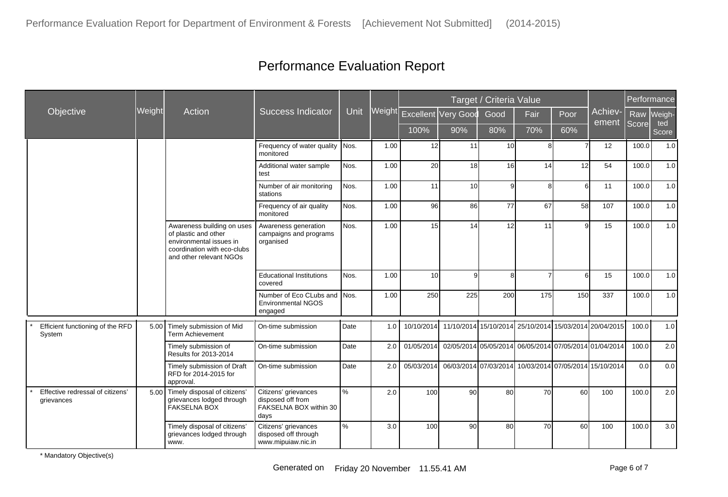# Performance Evaluation Report

| Objective | Weight | Action | Success Indicator | Unit | Weight | Target / Criteria Value | | | | | Achiev-ement | Performance | |
|---|---|---|---|---|---|---|---|---|---|---|---|---|---|
| | | | | | | Excellent | Very Good | Good | Fair | Poor | | Raw Score | Weigh-ted Score |
| | | | | | | 100% | 90% | 80% | 70% | 60% | | | |
| | | | Frequency of water quality monitored | Nos. | 1.00 | 12 | 11 | 10 | 8 | 7 | 12 | 100.0 | 1.0 |
| | | | Additional water sample test | Nos. | 1.00 | 20 | 18 | 16 | 14 | 12 | 54 | 100.0 | 1.0 |
| | | | Number of air monitoring stations | Nos. | 1.00 | 11 | 10 | 9 | 8 | 6 | 11 | 100.0 | 1.0 |
| | | | Frequency of air quality monitored | Nos. | 1.00 | 96 | 86 | 77 | 67 | 58 | 107 | 100.0 | 1.0 |
| | | Awareness building on uses of plastic and other environmental issues in coordination with eco-clubs and other relevant NGOs | Awareness generation campaigns and programs organised | Nos. | 1.00 | 15 | 14 | 12 | 11 | 9 | 15 | 100.0 | 1.0 |
| | | | Educational Institutions covered | Nos. | 1.00 | 10 | 9 | 8 | 7 | 6 | 15 | 100.0 | 1.0 |
| | | | Number of Eco CLubs and Environmental NGOS engaged | Nos. | 1.00 | 250 | 225 | 200 | 175 | 150 | 337 | 100.0 | 1.0 |
| * Efficient functioning of the RFD System | 5.00 | Timely submission of Mid Term Achievement | On-time submission | Date | 1.0 | 10/10/2014 | 11/10/2014 | 15/10/2014 | 25/10/2014 | 15/03/2014 | 20/04/2015 | 100.0 | 1.0 |
| | | Timely submission of Results for 2013-2014 | On-time submission | Date | 2.0 | 01/05/2014 | 02/05/2014 | 05/05/2014 | 06/05/2014 | 07/05/2014 | 01/04/2014 | 100.0 | 2.0 |
| | | Timely submission of Draft RFD for 2014-2015 for approval. | On-time submission | Date | 2.0 | 05/03/2014 | 06/03/2014 | 07/03/2014 | 10/03/2014 | 07/05/2014 | 15/10/2014 | 0.0 | 0.0 |
| * Effective redressal of citizens' grievances | 5.00 | Timely disposal of citizens' grievances lodged through FAKSELNA BOX | Citizens' grievances disposed off from FAKSELNA BOX within 30 days | % | 2.0 | 100 | 90 | 80 | 70 | 60 | 100 | 100.0 | 2.0 |
| | | Timely disposal of citizens' grievances lodged through www. | Citizens' grievances disposed off through www.mipuiaw.nic.in | % | 3.0 | 100 | 90 | 80 | 70 | 60 | 100 | 100.0 | 3.0 |

* Mandatory Objective(s)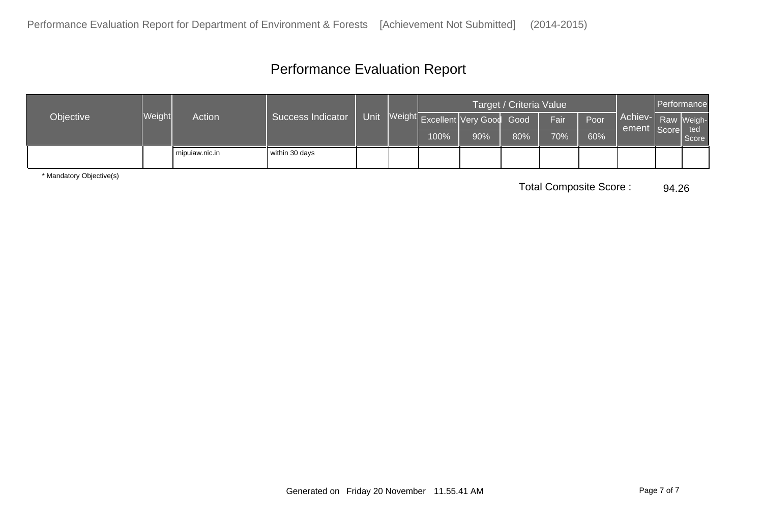# Performance Evaluation Report

| Objective | Weight | Action | Success Indicator | Unit | Weight | Target / Criteria Value | | | | | Achievement | Performance | |
|---|---|---|---|---|---|---|---|---|---|---|---|---|---|
| | | | | | | Excellent | Very Good | Good | Fair | Poor | | Raw Score | Weighted Score |
| | | | | | | 100% | 90% | 80% | 70% | 60% | | | |
| | | mipuiaw.nic.in | within 30 days | | | | | | | | | | |

\* Mandatory Objective(s)

Total Composite Score : 94.26